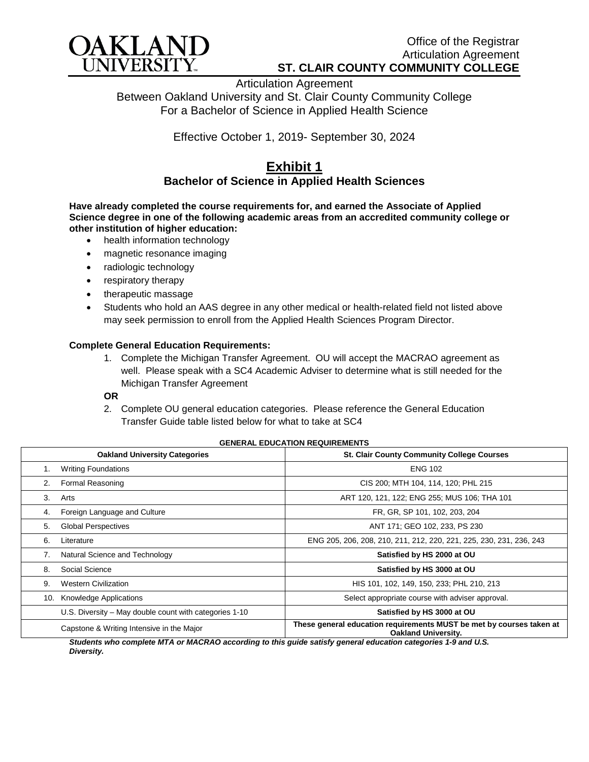OAKLAND UNIVERSITY

Office of the Registrar
Articulation Agreement
**ST. CLAIR COUNTY COMMUNITY COLLEGE**

Articulation Agreement
Between Oakland University and St. Clair County Community College
For a Bachelor of Science in Applied Health Science

Effective October 1, 2019- September 30, 2024

# Exhibit 1

## Bachelor of Science in Applied Health Sciences

**Have already completed the course requirements for, and earned the Associate of Applied Science degree in one of the following academic areas from an accredited community college or other institution of higher education:**

- health information technology
- magnetic resonance imaging
- radiologic technology
- respiratory therapy
- therapeutic massage
- Students who hold an AAS degree in any other medical or health-related field not listed above may seek permission to enroll from the Applied Health Sciences Program Director.

**Complete General Education Requirements:**

1. Complete the Michigan Transfer Agreement. OU will accept the MACRAO agreement as well. Please speak with a SC4 Academic Adviser to determine what is still needed for the Michigan Transfer Agreement

**OR**

2. Complete OU general education categories. Please reference the General Education Transfer Guide table listed below for what to take at SC4

**GENERAL EDUCATION REQUIREMENTS**

| Oakland University Categories | St. Clair County Community College Courses |
|---|---|
| 1. Writing Foundations | ENG 102 |
| 2. Formal Reasoning | CIS 200; MTH 104, 114, 120; PHL 215 |
| 3. Arts | ART 120, 121, 122; ENG 255; MUS 106; THA 101 |
| 4. Foreign Language and Culture | FR, GR, SP 101, 102, 203, 204 |
| 5. Global Perspectives | ANT 171; GEO 102, 233, PS 230 |
| 6. Literature | ENG 205, 206, 208, 210, 211, 212, 220, 221, 225, 230, 231, 236, 243 |
| 7. Natural Science and Technology | **Satisfied by HS 2000 at OU** |
| 8. Social Science | **Satisfied by HS 3000 at OU** |
| 9. Western Civilization | HIS 101, 102, 149, 150, 233; PHL 210, 213 |
| 10. Knowledge Applications | Select appropriate course with adviser approval. |
| U.S. Diversity – May double count with categories 1-10 | **Satisfied by HS 3000 at OU** |
| Capstone & Writing Intensive in the Major | **These general education requirements MUST be met by courses taken at Oakland University.** |

***Students who complete MTA or MACRAO according to this guide satisfy general education categories 1-9 and U.S. Diversity.***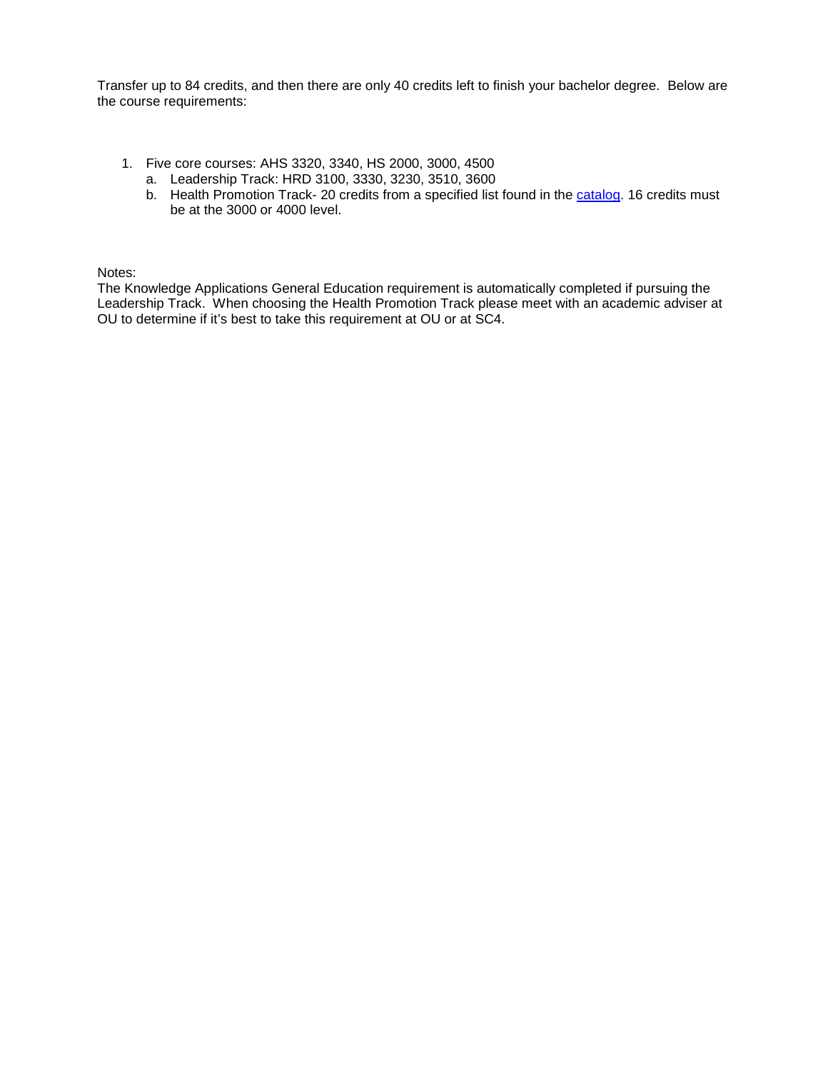Transfer up to 84 credits, and then there are only 40 credits left to finish your bachelor degree. Below are the course requirements:

1. Five core courses: AHS 3320, 3340, HS 2000, 3000, 4500
   a. Leadership Track: HRD 3100, 3330, 3230, 3510, 3600
   b. Health Promotion Track- 20 credits from a specified list found in the catalog. 16 credits must be at the 3000 or 4000 level.

Notes:
The Knowledge Applications General Education requirement is automatically completed if pursuing the Leadership Track. When choosing the Health Promotion Track please meet with an academic adviser at OU to determine if it's best to take this requirement at OU or at SC4.